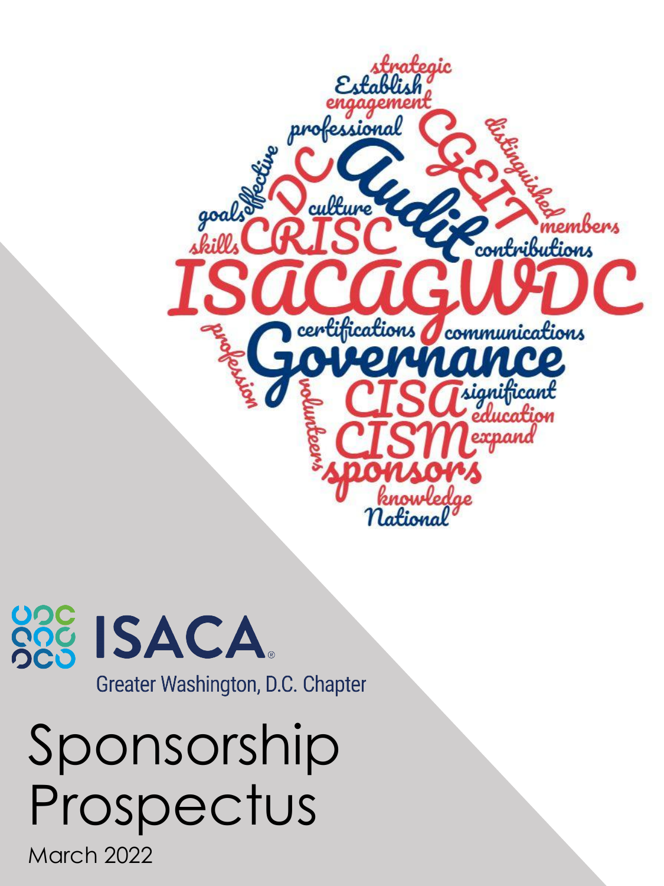ISACA

Greater Washington, D.C. Chapter

# Sponsorship Prospectus

March 2022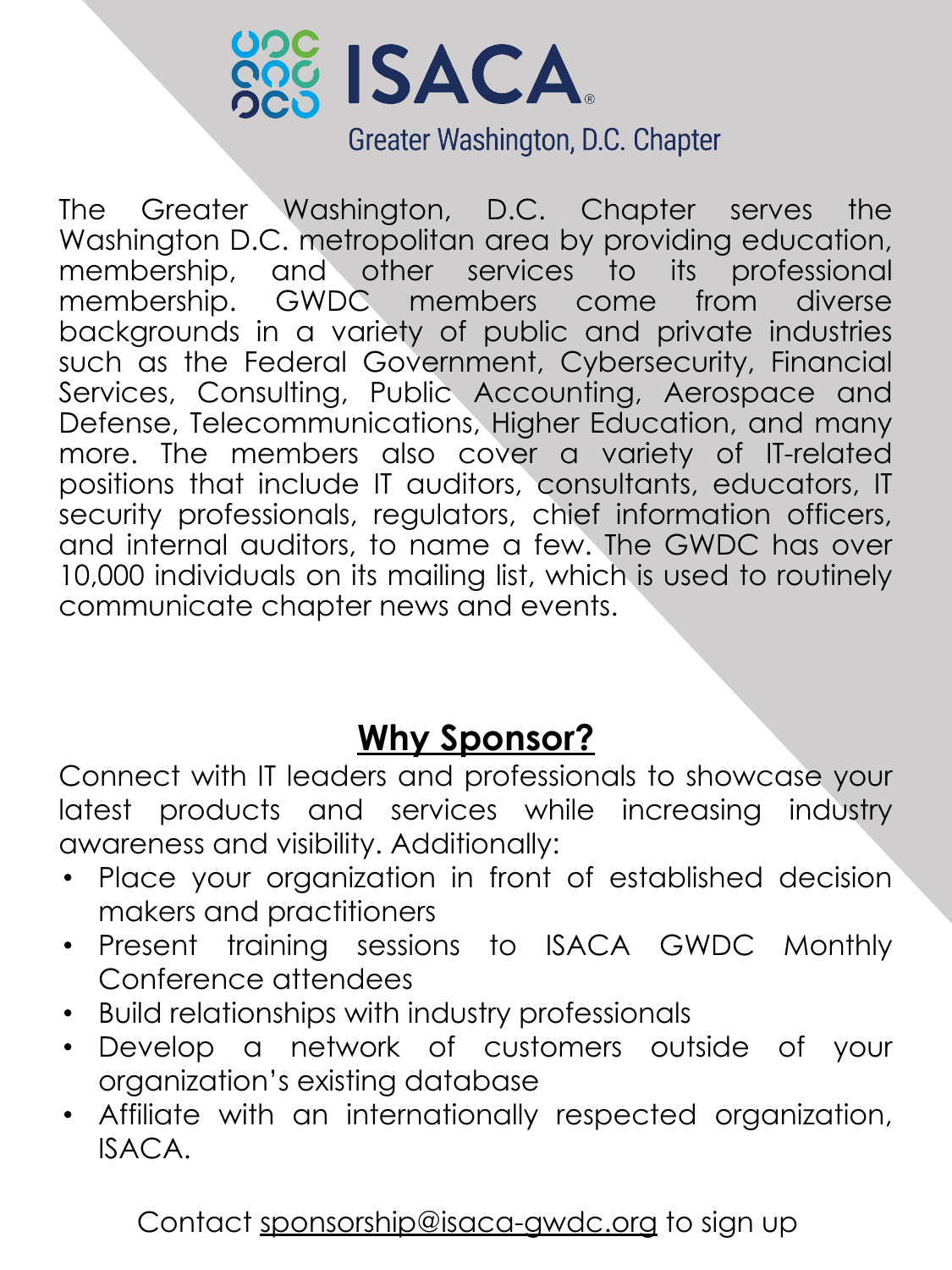# ISACA

Greater Washington, D.C. Chapter

The Greater Washington, D.C. Chapter serves the Washington D.C. metropolitan area by providing education, membership, and other services to its professional membership. GWDC members come from diverse backgrounds in a variety of public and private industries such as the Federal Government, Cybersecurity, Financial Services, Consulting, Public Accounting, Aerospace and Defense, Telecommunications, Higher Education, and many more. The members also cover a variety of IT-related positions that include IT auditors, consultants, educators, IT security professionals, regulators, chief information officers, and internal auditors, to name a few. The GWDC has over 10,000 individuals on its mailing list, which is used to routinely communicate chapter news and events.

## Why Sponsor?

Connect with IT leaders and professionals to showcase your latest products and services while increasing industry awareness and visibility. Additionally:

- Place your organization in front of established decision makers and practitioners
- Present training sessions to ISACA GWDC Monthly Conference attendees
- Build relationships with industry professionals
- Develop a network of customers outside of your organization's existing database
- Affiliate with an internationally respected organization, ISACA.

Contact sponsorship@isaca-gwdc.org to sign up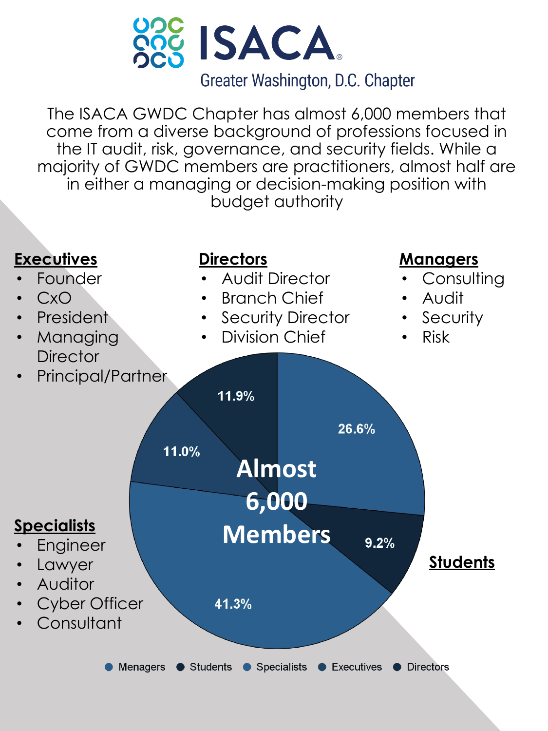# ISACA

## Greater Washington, D.C. Chapter

The ISACA GWDC Chapter has almost 6,000 members that come from a diverse background of professions focused in the IT audit, risk, governance, and security fields. While a majority of GWDC members are practitioners, almost half are in either a managing or decision-making position with budget authority

**Executives**

- Founder
- CxO
- President
- Managing Director
- Principal/Partner

**Directors**

- Audit Director
- Branch Chief
- Security Director
- Division Chief

**Managers**

- Consulting
- Audit
- Security
- Risk

**Specialists**

- Engineer
- Lawyer
- Auditor
- Cyber Officer
- Consultant

**Students**

**Almost 6,000 Members**

| Category | Percentage |
| --- | --- |
| Menagers | 26.6% |
| Students | 9.2% |
| Specialists | 41.3% |
| Executives | 11.0% |
| Directors | 11.9% |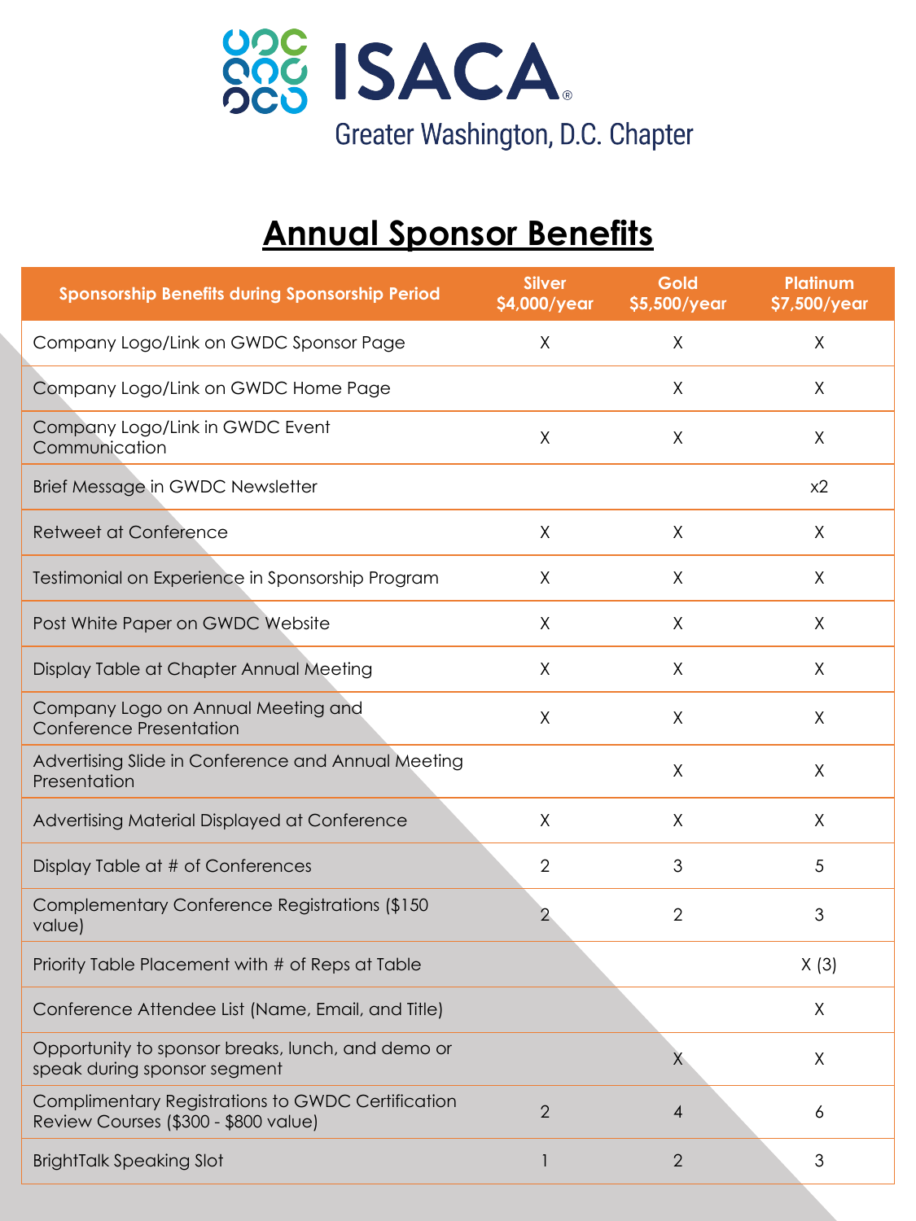ISACA

Greater Washington, D.C. Chapter

# Annual Sponsor Benefits

| Sponsorship Benefits during Sponsorship Period | Silver $4,000/year | Gold $5,500/year | Platinum $7,500/year |
|---|---|---|---|
| Company Logo/Link on GWDC Sponsor Page | X | X | X |
| Company Logo/Link on GWDC Home Page | | X | X |
| Company Logo/Link in GWDC Event Communication | X | X | X |
| Brief Message in GWDC Newsletter | | | x2 |
| Retweet at Conference | X | X | X |
| Testimonial on Experience in Sponsorship Program | X | X | X |
| Post White Paper on GWDC Website | X | X | X |
| Display Table at Chapter Annual Meeting | X | X | X |
| Company Logo on Annual Meeting and Conference Presentation | X | X | X |
| Advertising Slide in Conference and Annual Meeting Presentation | | X | X |
| Advertising Material Displayed at Conference | X | X | X |
| Display Table at # of Conferences | 2 | 3 | 5 |
| Complementary Conference Registrations ($150 value) | 2 | 2 | 3 |
| Priority Table Placement with # of Reps at Table | | | X (3) |
| Conference Attendee List (Name, Email, and Title) | | | X |
| Opportunity to sponsor breaks, lunch, and demo or speak during sponsor segment | | X | X |
| Complimentary Registrations to GWDC Certification Review Courses ($300 - $800 value) | 2 | 4 | 6 |
| BrightTalk Speaking Slot | 1 | 2 | 3 |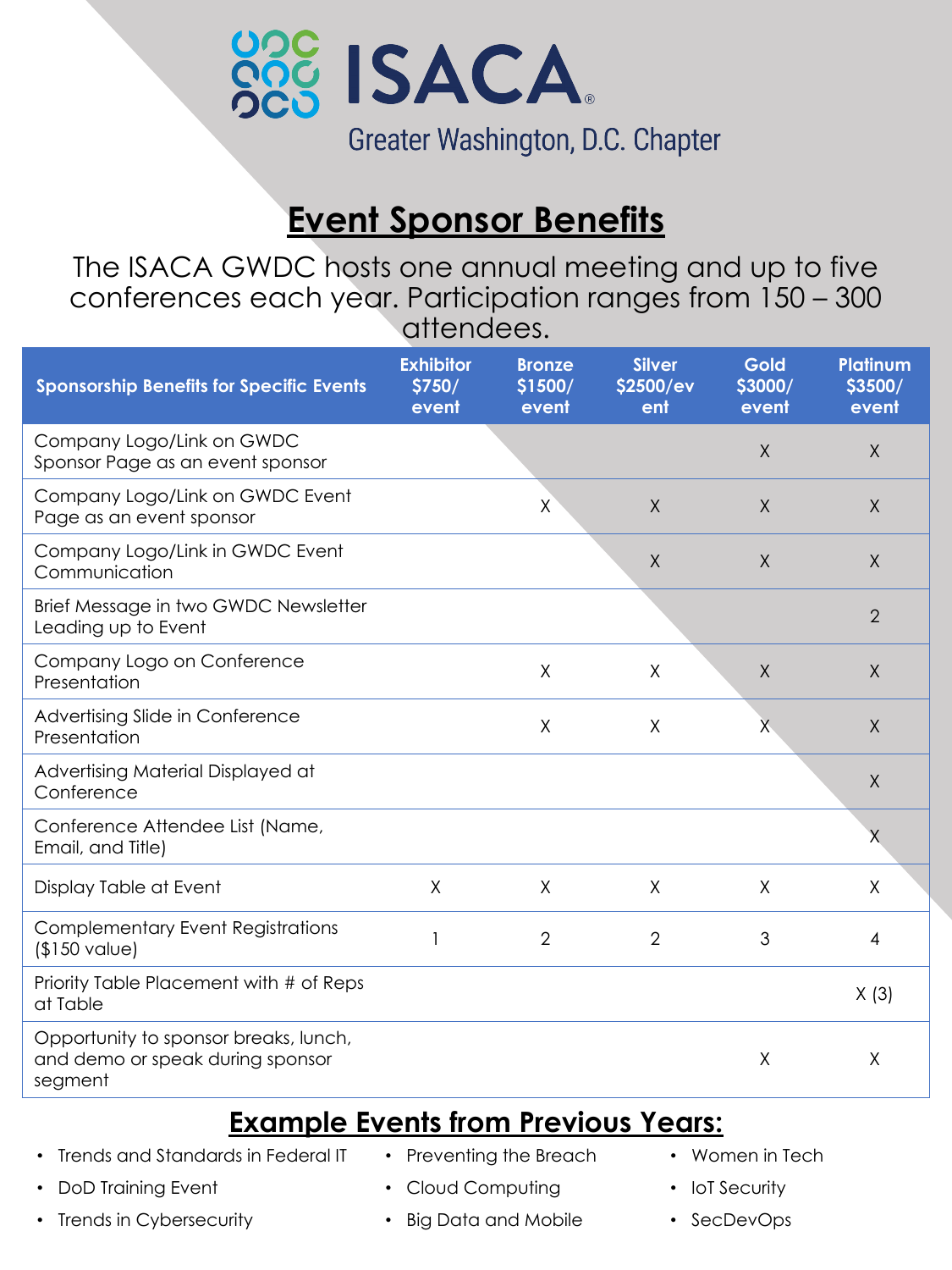ISACA

Greater Washington, D.C. Chapter

# Event Sponsor Benefits

The ISACA GWDC hosts one annual meeting and up to five conferences each year. Participation ranges from 150 – 300 attendees.

| Sponsorship Benefits for Specific Events | Exhibitor $750/ event | Bronze $1500/ event | Silver $2500/event | Gold $3000/ event | Platinum $3500/ event |
|---|---|---|---|---|---|
| Company Logo/Link on GWDC Sponsor Page as an event sponsor | | | | X | X |
| Company Logo/Link on GWDC Event Page as an event sponsor | | X | X | X | X |
| Company Logo/Link in GWDC Event Communication | | | X | X | X |
| Brief Message in two GWDC Newsletter Leading up to Event | | | | | 2 |
| Company Logo on Conference Presentation | | X | X | X | X |
| Advertising Slide in Conference Presentation | | X | X | X | X |
| Advertising Material Displayed at Conference | | | | | X |
| Conference Attendee List (Name, Email, and Title) | | | | | X |
| Display Table at Event | X | X | X | X | X |
| Complementary Event Registrations ($150 value) | 1 | 2 | 2 | 3 | 4 |
| Priority Table Placement with # of Reps at Table | | | | | X (3) |
| Opportunity to sponsor breaks, lunch, and demo or speak during sponsor segment | | | | X | X |

## Example Events from Previous Years:

- Trends and Standards in Federal IT
- DoD Training Event
- Trends in Cybersecurity
- Preventing the Breach
- Cloud Computing
- Big Data and Mobile
- Women in Tech
- IoT Security
- SecDevOps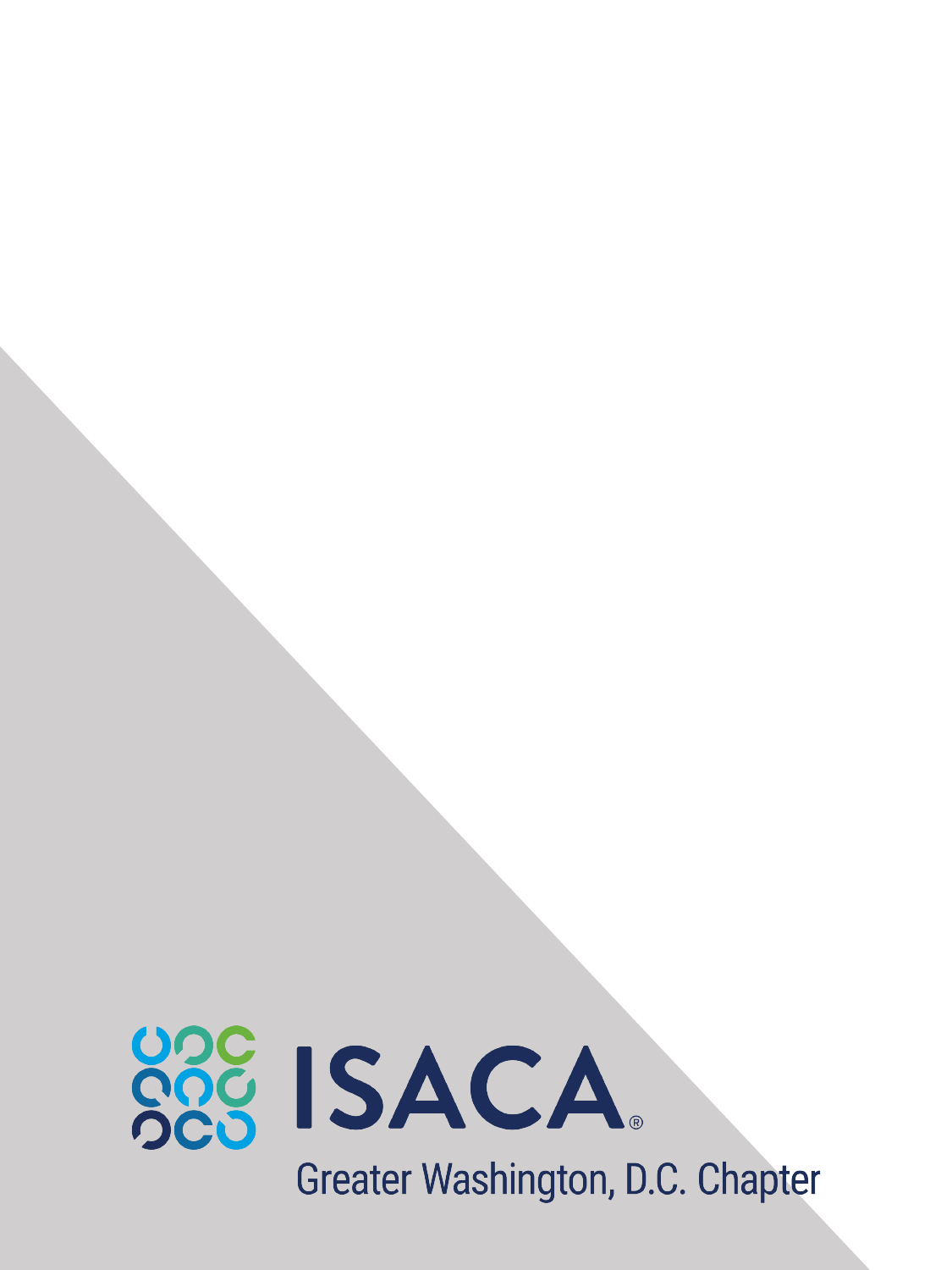ISACA®

Greater Washington, D.C. Chapter